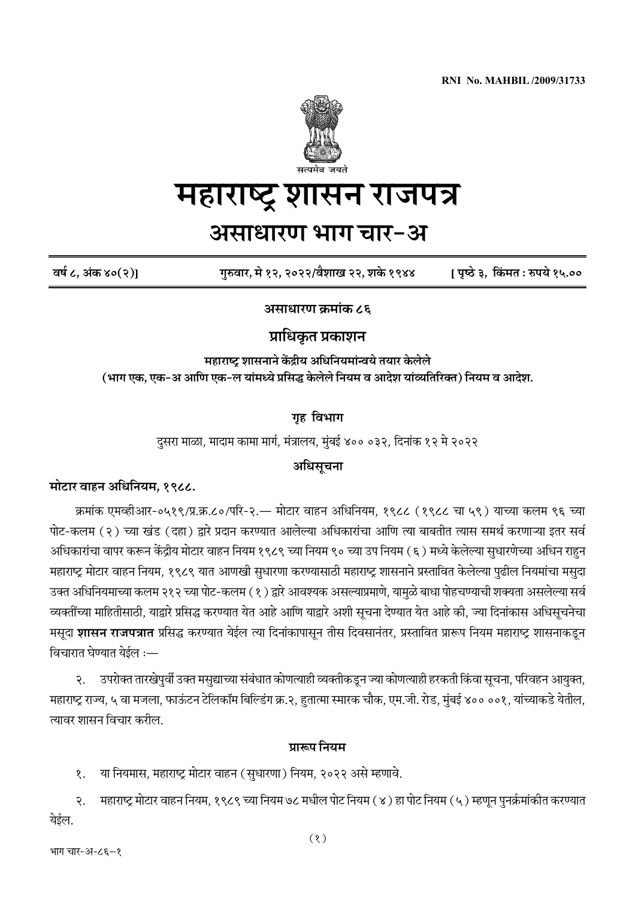RNI No. MAHBIL /2009/31733

सत्यमेव जयते

# महाराष्ट्र शासन राजपत्र

## असाधारण भाग चार-अ

**वर्ष ८, अंक ४०(२)]** **गुरुवार, मे १२, २०२२/वैशाख २२, शके १९४४** **[ पृष्ठे ३, किंमत : रुपये १५.००**

**असाधारण क्रमांक ८६**

### प्राधिकृत प्रकाशन

**महाराष्ट्र शासनाने केंद्रीय अधिनियमांन्वये तयार केलेले (भाग एक, एक-अ आणि एक-ल यांमध्ये प्रसिद्ध केलेले नियम व आदेश यांव्यतिरिक्त) नियम व आदेश.**

**गृह विभाग**

दुसरा माळा, मादाम कामा मार्ग, मंत्रालय, मुंबई ४०० ०३२, दिनांक १२ मे २०२२

**अधिसूचना**

**मोटार वाहन अधिनियम, १९८८.**

क्रमांक एमव्हीआर-०५१९/प्र.क्र.८०/परि-२.— मोटार वाहन अधिनियम, १९८८ (१९८८ चा ५९) याच्या कलम ९६ च्या पोट-कलम (२) च्या खंड (दहा) द्वारे प्रदान करण्यात आलेल्या अधिकारांचा आणि त्या बाबतीत त्यास समर्थ करणाऱ्या इतर सर्व अधिकारांचा वापर करून केंद्रीय मोटार वाहन नियम १९८९ च्या नियम ९० च्या उप नियम (६) मध्ये केलेल्या सुधारणेच्या अधिन राहुन महाराष्ट्र मोटार वाहन नियम, १९८९ यात आणखी सुधारणा करण्यासाठी महाराष्ट्र शासनाने प्रस्तावित केलेल्या पुढील नियमांचा मसुदा उक्त अधिनियमाच्या कलम २१२ च्या पोट-कलम (१) द्वारे आवश्यक असल्याप्रमाणे, यामुळे बाधा पोहचण्याची शक्यता असलेल्या सर्व व्यक्तींच्या माहितीसाठी, याद्वारे प्रसिद्ध करण्यात येत आहे आणि याद्वारे अशी सूचना देण्यात येत आहे की, ज्या दिनांकास अधिसूचनेचा मसूदा **शासन राजपत्रात** प्रसिद्ध करण्यात येईल त्या दिनांकापासून तीस दिवसानंतर, प्रस्तावित प्रारूप नियम महाराष्ट्र शासनाकडून विचारात घेण्यात येईल :—

२. उपरोक्त तारखेपुर्वी उक्त मसुद्याच्या संबंधात कोणत्याही व्यक्तीकडून ज्या कोणत्याही हरकती किंवा सूचना, परिवहन आयुक्त, महाराष्ट्र राज्य, ५ वा मजला, फाऊंटन टेलिकॉम बिल्डिंग क्र.२, हुतात्मा स्मारक चौक, एम.जी. रोड, मुंबई ४०० ००१, यांच्याकडे येतील, त्यावर शासन विचार करील.

**प्रारूप नियम**

१. या नियमास, महाराष्ट्र मोटार वाहन (सुधारणा) नियम, २०२२ असे म्हणावे.

२. महाराष्ट्र मोटार वाहन नियम, १९८९ च्या नियम ७८ मधील पोट नियम (४) हा पोट नियम (५) म्हणून पुनर्क्रमांकीत करण्यात येईल.

भाग चार-अ-८६—१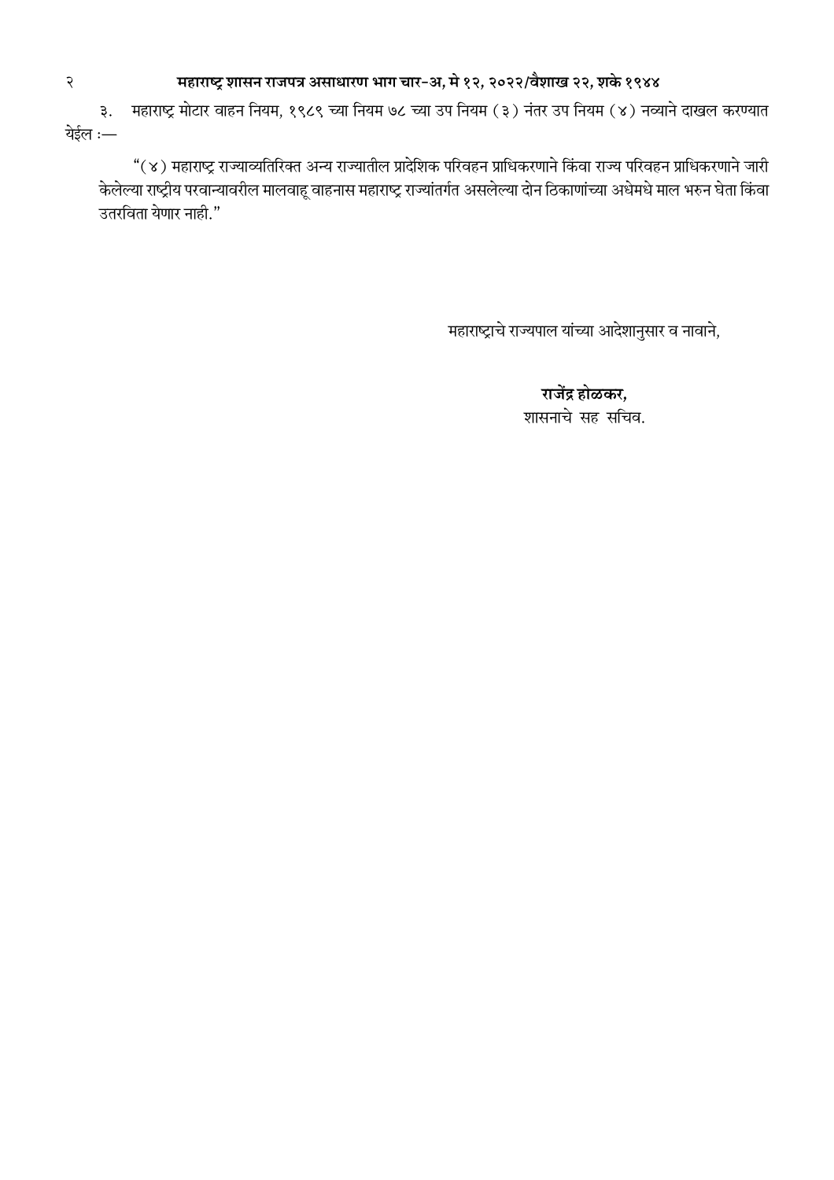३. महाराष्ट्र मोटार वाहन नियम, १९८९ च्या नियम ७८ च्या उप नियम (३) नंतर उप नियम (४) नव्याने दाखल करण्यात येईल :—

"(४) महाराष्ट्र राज्याव्यतिरिक्त अन्य राज्यातील प्रादेशिक परिवहन प्राधिकरणाने किंवा राज्य परिवहन प्राधिकरणाने जारी केलेल्या राष्ट्रीय परवान्यावरील मालवाहू वाहनास महाराष्ट्र राज्यांतर्गत असलेल्या दोन ठिकाणांच्या अधेमधे माल भरुन घेता किंवा उतरविता येणार नाही."

महाराष्ट्राचे राज्यपाल यांच्या आदेशानुसार व नावाने,

**राजेंद्र होळकर,**
शासनाचे सह सचिव.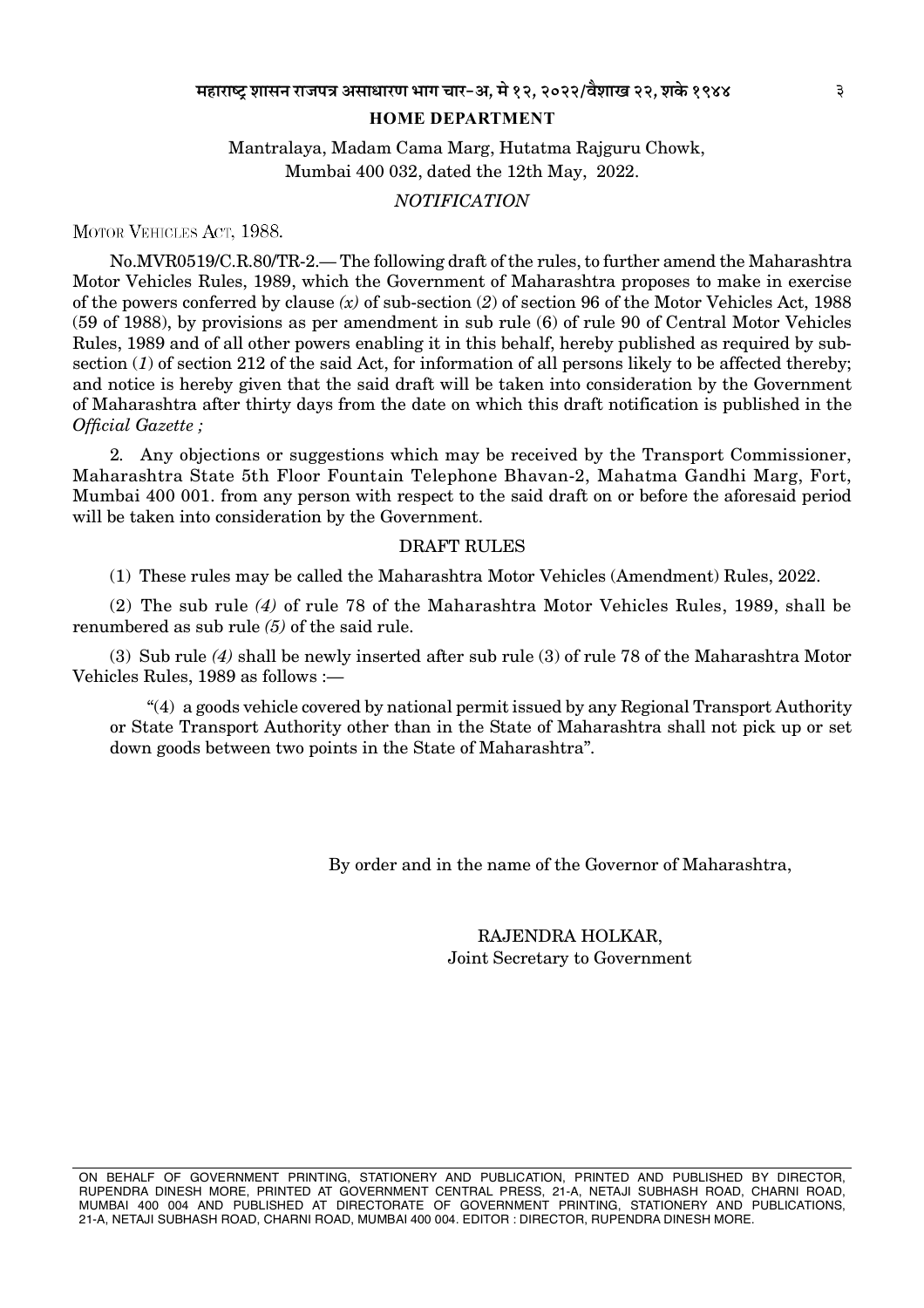## HOME DEPARTMENT

Mantralaya, Madam Cama Marg, Hutatma Rajguru Chowk,
Mumbai 400 032, dated the 12th May, 2022.

*NOTIFICATION*

MOTOR VEHICLES ACT, 1988.

No.MVR0519/C.R.80/TR-2.— The following draft of the rules, to further amend the Maharashtra Motor Vehicles Rules, 1989, which the Government of Maharashtra proposes to make in exercise of the powers conferred by clause *(x)* of sub-section (*2*) of section 96 of the Motor Vehicles Act, 1988 (59 of 1988), by provisions as per amendment in sub rule (6) of rule 90 of Central Motor Vehicles Rules, 1989 and of all other powers enabling it in this behalf, hereby published as required by sub-section (*1*) of section 212 of the said Act, for information of all persons likely to be affected thereby; and notice is hereby given that the said draft will be taken into consideration by the Government of Maharashtra after thirty days from the date on which this draft notification is published in the *Official Gazette ;*

2. Any objections or suggestions which may be received by the Transport Commissioner, Maharashtra State 5th Floor Fountain Telephone Bhavan-2, Mahatma Gandhi Marg, Fort, Mumbai 400 001. from any person with respect to the said draft on or before the aforesaid period will be taken into consideration by the Government.

DRAFT RULES

(1) These rules may be called the Maharashtra Motor Vehicles (Amendment) Rules, 2022.

(2) The sub rule *(4)* of rule 78 of the Maharashtra Motor Vehicles Rules, 1989, shall be renumbered as sub rule *(5)* of the said rule.

(3) Sub rule *(4)* shall be newly inserted after sub rule (3) of rule 78 of the Maharashtra Motor Vehicles Rules, 1989 as follows :—

"(4) a goods vehicle covered by national permit issued by any Regional Transport Authority or State Transport Authority other than in the State of Maharashtra shall not pick up or set down goods between two points in the State of Maharashtra".

By order and in the name of the Governor of Maharashtra,

RAJENDRA HOLKAR,
Joint Secretary to Government

ON BEHALF OF GOVERNMENT PRINTING, STATIONERY AND PUBLICATION, PRINTED AND PUBLISHED BY DIRECTOR, RUPENDRA DINESH MORE, PRINTED AT GOVERNMENT CENTRAL PRESS, 21-A, NETAJI SUBHASH ROAD, CHARNI ROAD, MUMBAI 400 004 AND PUBLISHED AT DIRECTORATE OF GOVERNMENT PRINTING, STATIONERY AND PUBLICATIONS, 21-A, NETAJI SUBHASH ROAD, CHARNI ROAD, MUMBAI 400 004. EDITOR : DIRECTOR, RUPENDRA DINESH MORE.